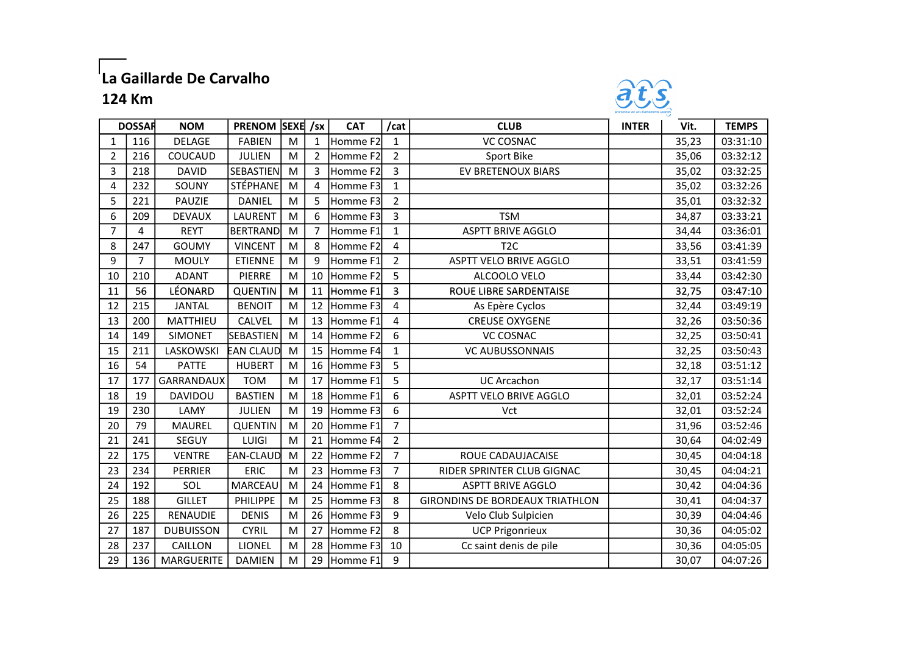# La Gaillarde De Carvalho

## 124 Km

| | DOSSAR | NOM | PRENOM | SEXE | /sx | CAT | /cat | CLUB | INTER | Vit. | TEMPS |
|---|---|---|---|---|---|---|---|---|---|---|---|
| 1 | 116 | DELAGE | FABIEN | M | 1 | Homme F2 | 1 | VC COSNAC | | 35,23 | 03:31:10 |
| 2 | 216 | COUCAUD | JULIEN | M | 2 | Homme F2 | 2 | Sport Bike | | 35,06 | 03:32:12 |
| 3 | 218 | DAVID | SEBASTIEN | M | 3 | Homme F2 | 3 | EV BRETENOUX BIARS | | 35,02 | 03:32:25 |
| 4 | 232 | SOUNY | STÉPHANE | M | 4 | Homme F3 | 1 | | | 35,02 | 03:32:26 |
| 5 | 221 | PAUZIE | DANIEL | M | 5 | Homme F3 | 2 | | | 35,01 | 03:32:32 |
| 6 | 209 | DEVAUX | LAURENT | M | 6 | Homme F3 | 3 | TSM | | 34,87 | 03:33:21 |
| 7 | 4 | REYT | BERTRAND | M | 7 | Homme F1 | 1 | ASPTT BRIVE AGGLO | | 34,44 | 03:36:01 |
| 8 | 247 | GOUMY | VINCENT | M | 8 | Homme F2 | 4 | T2C | | 33,56 | 03:41:39 |
| 9 | 7 | MOULY | ETIENNE | M | 9 | Homme F1 | 2 | ASPTT VELO BRIVE AGGLO | | 33,51 | 03:41:59 |
| 10 | 210 | ADANT | PIERRE | M | 10 | Homme F2 | 5 | ALCOOLO VELO | | 33,44 | 03:42:30 |
| 11 | 56 | LÉONARD | QUENTIN | M | 11 | Homme F1 | 3 | ROUE LIBRE SARDENTAISE | | 32,75 | 03:47:10 |
| 12 | 215 | JANTAL | BENOIT | M | 12 | Homme F3 | 4 | As Epère Cyclos | | 32,44 | 03:49:19 |
| 13 | 200 | MATTHIEU | CALVEL | M | 13 | Homme F1 | 4 | CREUSE OXYGENE | | 32,26 | 03:50:36 |
| 14 | 149 | SIMONET | SEBASTIEN | M | 14 | Homme F2 | 6 | VC COSNAC | | 32,25 | 03:50:41 |
| 15 | 211 | LASKOWSKI | EAN CLAUD | M | 15 | Homme F4 | 1 | VC AUBUSSONNAIS | | 32,25 | 03:50:43 |
| 16 | 54 | PATTE | HUBERT | M | 16 | Homme F3 | 5 | | | 32,18 | 03:51:12 |
| 17 | 177 | GARRANDAUX | TOM | M | 17 | Homme F1 | 5 | UC Arcachon | | 32,17 | 03:51:14 |
| 18 | 19 | DAVIDOU | BASTIEN | M | 18 | Homme F1 | 6 | ASPTT VELO BRIVE AGGLO | | 32,01 | 03:52:24 |
| 19 | 230 | LAMY | JULIEN | M | 19 | Homme F3 | 6 | Vct | | 32,01 | 03:52:24 |
| 20 | 79 | MAUREL | QUENTIN | M | 20 | Homme F1 | 7 | | | 31,96 | 03:52:46 |
| 21 | 241 | SEGUY | LUIGI | M | 21 | Homme F4 | 2 | | | 30,64 | 04:02:49 |
| 22 | 175 | VENTRE | EAN-CLAUD | M | 22 | Homme F2 | 7 | ROUE CADAUJACAISE | | 30,45 | 04:04:18 |
| 23 | 234 | PERRIER | ERIC | M | 23 | Homme F3 | 7 | RIDER SPRINTER CLUB GIGNAC | | 30,45 | 04:04:21 |
| 24 | 192 | SOL | MARCEAU | M | 24 | Homme F1 | 8 | ASPTT BRIVE AGGLO | | 30,42 | 04:04:36 |
| 25 | 188 | GILLET | PHILIPPE | M | 25 | Homme F3 | 8 | GIRONDINS DE BORDEAUX TRIATHLON | | 30,41 | 04:04:37 |
| 26 | 225 | RENAUDIE | DENIS | M | 26 | Homme F3 | 9 | Velo Club Sulpicien | | 30,39 | 04:04:46 |
| 27 | 187 | DUBUISSON | CYRIL | M | 27 | Homme F2 | 8 | UCP Prigonrieux | | 30,36 | 04:05:02 |
| 28 | 237 | CAILLON | LIONEL | M | 28 | Homme F3 | 10 | Cc saint denis de pile | | 30,36 | 04:05:05 |
| 29 | 136 | MARGUERITE | DAMIEN | M | 29 | Homme F1 | 9 | | | 30,07 | 04:07:26 |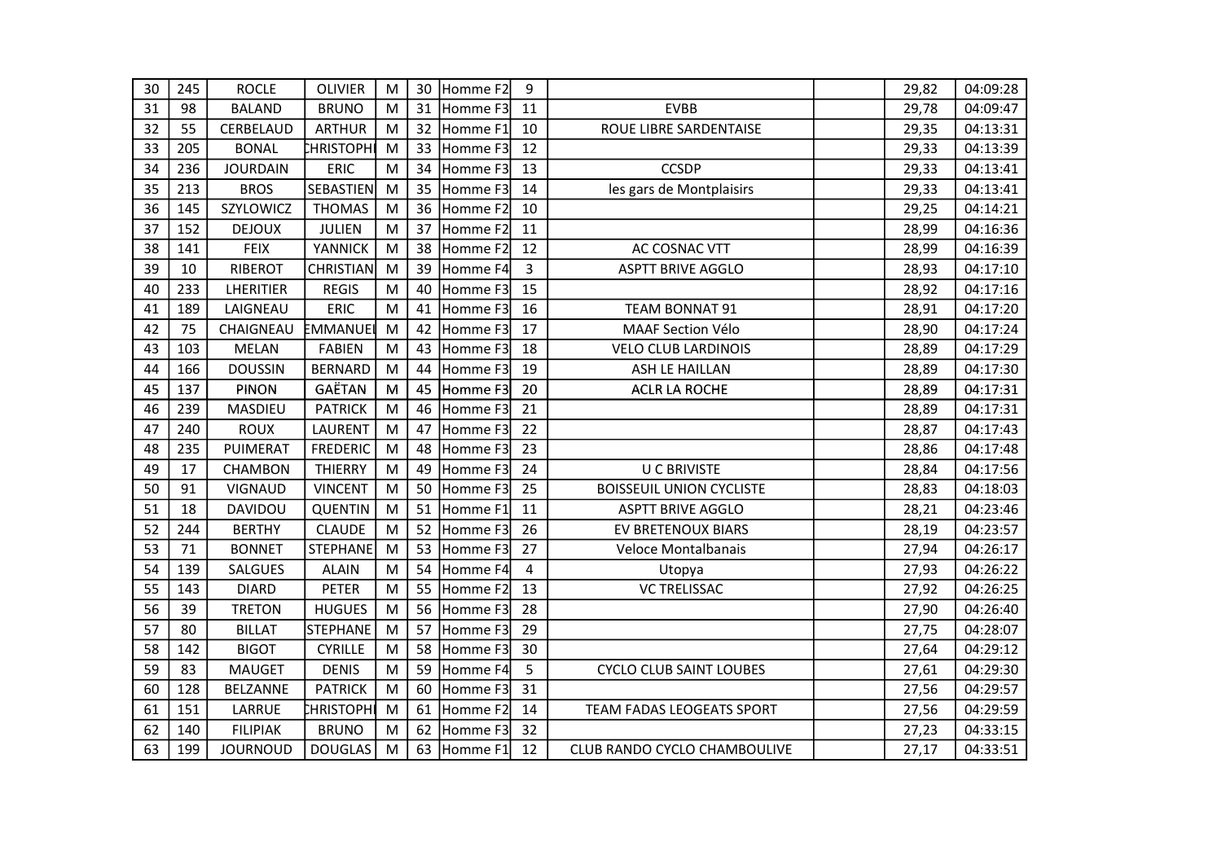| | | | | | | | | | | | |
|---|---|---|---|---|---|---|---|---|---|---|---|
| 30 | 245 | ROCLE | OLIVIER | M | 30 | Homme F2 | 9 | | | 29,82 | 04:09:28 |
| 31 | 98 | BALAND | BRUNO | M | 31 | Homme F3 | 11 | EVBB | | 29,78 | 04:09:47 |
| 32 | 55 | CERBELAUD | ARTHUR | M | 32 | Homme F1 | 10 | ROUE LIBRE SARDENTAISE | | 29,35 | 04:13:31 |
| 33 | 205 | BONAL | CHRISTOPH | M | 33 | Homme F3 | 12 | | | 29,33 | 04:13:39 |
| 34 | 236 | JOURDAIN | ERIC | M | 34 | Homme F3 | 13 | CCSDP | | 29,33 | 04:13:41 |
| 35 | 213 | BROS | SEBASTIEN | M | 35 | Homme F3 | 14 | les gars de Montplaisirs | | 29,33 | 04:13:41 |
| 36 | 145 | SZYLOWICZ | THOMAS | M | 36 | Homme F2 | 10 | | | 29,25 | 04:14:21 |
| 37 | 152 | DEJOUX | JULIEN | M | 37 | Homme F2 | 11 | | | 28,99 | 04:16:36 |
| 38 | 141 | FEIX | YANNICK | M | 38 | Homme F2 | 12 | AC COSNAC VTT | | 28,99 | 04:16:39 |
| 39 | 10 | RIBEROT | CHRISTIAN | M | 39 | Homme F4 | 3 | ASPTT BRIVE AGGLO | | 28,93 | 04:17:10 |
| 40 | 233 | LHERITIER | REGIS | M | 40 | Homme F3 | 15 | | | 28,92 | 04:17:16 |
| 41 | 189 | LAIGNEAU | ERIC | M | 41 | Homme F3 | 16 | TEAM BONNAT 91 | | 28,91 | 04:17:20 |
| 42 | 75 | CHAIGNEAU | EMMANUEL | M | 42 | Homme F3 | 17 | MAAF Section Vélo | | 28,90 | 04:17:24 |
| 43 | 103 | MELAN | FABIEN | M | 43 | Homme F3 | 18 | VELO CLUB LARDINOIS | | 28,89 | 04:17:29 |
| 44 | 166 | DOUSSIN | BERNARD | M | 44 | Homme F3 | 19 | ASH LE HAILLAN | | 28,89 | 04:17:30 |
| 45 | 137 | PINON | GAËTAN | M | 45 | Homme F3 | 20 | ACLR LA ROCHE | | 28,89 | 04:17:31 |
| 46 | 239 | MASDIEU | PATRICK | M | 46 | Homme F3 | 21 | | | 28,89 | 04:17:31 |
| 47 | 240 | ROUX | LAURENT | M | 47 | Homme F3 | 22 | | | 28,87 | 04:17:43 |
| 48 | 235 | PUIMERAT | FREDERIC | M | 48 | Homme F3 | 23 | | | 28,86 | 04:17:48 |
| 49 | 17 | CHAMBON | THIERRY | M | 49 | Homme F3 | 24 | U C BRIVISTE | | 28,84 | 04:17:56 |
| 50 | 91 | VIGNAUD | VINCENT | M | 50 | Homme F3 | 25 | BOISSEUIL UNION CYCLISTE | | 28,83 | 04:18:03 |
| 51 | 18 | DAVIDOU | QUENTIN | M | 51 | Homme F1 | 11 | ASPTT BRIVE AGGLO | | 28,21 | 04:23:46 |
| 52 | 244 | BERTHY | CLAUDE | M | 52 | Homme F3 | 26 | EV BRETENOUX BIARS | | 28,19 | 04:23:57 |
| 53 | 71 | BONNET | STEPHANE | M | 53 | Homme F3 | 27 | Veloce Montalbanais | | 27,94 | 04:26:17 |
| 54 | 139 | SALGUES | ALAIN | M | 54 | Homme F4 | 4 | Utopya | | 27,93 | 04:26:22 |
| 55 | 143 | DIARD | PETER | M | 55 | Homme F2 | 13 | VC TRELISSAC | | 27,92 | 04:26:25 |
| 56 | 39 | TRETON | HUGUES | M | 56 | Homme F3 | 28 | | | 27,90 | 04:26:40 |
| 57 | 80 | BILLAT | STEPHANE | M | 57 | Homme F3 | 29 | | | 27,75 | 04:28:07 |
| 58 | 142 | BIGOT | CYRILLE | M | 58 | Homme F3 | 30 | | | 27,64 | 04:29:12 |
| 59 | 83 | MAUGET | DENIS | M | 59 | Homme F4 | 5 | CYCLO CLUB SAINT LOUBES | | 27,61 | 04:29:30 |
| 60 | 128 | BELZANNE | PATRICK | M | 60 | Homme F3 | 31 | | | 27,56 | 04:29:57 |
| 61 | 151 | LARRUE | CHRISTOPH | M | 61 | Homme F2 | 14 | TEAM FADAS LEOGEATS SPORT | | 27,56 | 04:29:59 |
| 62 | 140 | FILIPIAK | BRUNO | M | 62 | Homme F3 | 32 | | | 27,23 | 04:33:15 |
| 63 | 199 | JOURNOUD | DOUGLAS | M | 63 | Homme F1 | 12 | CLUB RANDO CYCLO CHAMBOULIVE | | 27,17 | 04:33:51 |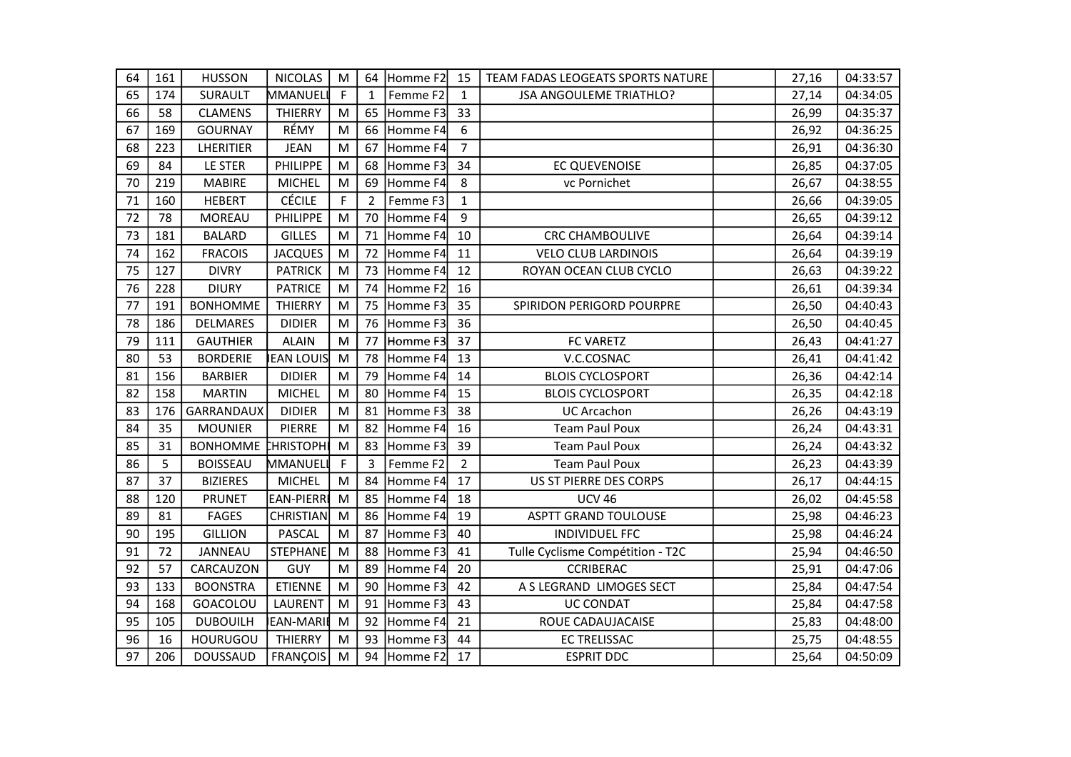| 64 | 161 | HUSSON | NICOLAS | M | 64 | Homme F2 | 15 | TEAM FADAS LEOGEATS SPORTS NATURE | | 27,16 | 04:33:57 |
|---|---|---|---|---|---|---|---|---|---|---|---|
| 65 | 174 | SURAULT | MMANUELL | F | 1 | Femme F2 | 1 | JSA ANGOULEME TRIATHLO? | | 27,14 | 04:34:05 |
| 66 | 58 | CLAMENS | THIERRY | M | 65 | Homme F3 | 33 | | | 26,99 | 04:35:37 |
| 67 | 169 | GOURNAY | RÉMY | M | 66 | Homme F4 | 6 | | | 26,92 | 04:36:25 |
| 68 | 223 | LHERITIER | JEAN | M | 67 | Homme F4 | 7 | | | 26,91 | 04:36:30 |
| 69 | 84 | LE STER | PHILIPPE | M | 68 | Homme F3 | 34 | EC QUEVENOISE | | 26,85 | 04:37:05 |
| 70 | 219 | MABIRE | MICHEL | M | 69 | Homme F4 | 8 | vc Pornichet | | 26,67 | 04:38:55 |
| 71 | 160 | HEBERT | CÉCILE | F | 2 | Femme F3 | 1 | | | 26,66 | 04:39:05 |
| 72 | 78 | MOREAU | PHILIPPE | M | 70 | Homme F4 | 9 | | | 26,65 | 04:39:12 |
| 73 | 181 | BALARD | GILLES | M | 71 | Homme F4 | 10 | CRC CHAMBOULIVE | | 26,64 | 04:39:14 |
| 74 | 162 | FRACOIS | JACQUES | M | 72 | Homme F4 | 11 | VELO CLUB LARDINOIS | | 26,64 | 04:39:19 |
| 75 | 127 | DIVRY | PATRICK | M | 73 | Homme F4 | 12 | ROYAN OCEAN CLUB CYCLO | | 26,63 | 04:39:22 |
| 76 | 228 | DIURY | PATRICE | M | 74 | Homme F2 | 16 | | | 26,61 | 04:39:34 |
| 77 | 191 | BONHOMME | THIERRY | M | 75 | Homme F3 | 35 | SPIRIDON PERIGORD POURPRE | | 26,50 | 04:40:43 |
| 78 | 186 | DELMARES | DIDIER | M | 76 | Homme F3 | 36 | | | 26,50 | 04:40:45 |
| 79 | 111 | GAUTHIER | ALAIN | M | 77 | Homme F3 | 37 | FC VARETZ | | 26,43 | 04:41:27 |
| 80 | 53 | BORDERIE | EAN LOUIS | M | 78 | Homme F4 | 13 | V.C.COSNAC | | 26,41 | 04:41:42 |
| 81 | 156 | BARBIER | DIDIER | M | 79 | Homme F4 | 14 | BLOIS CYCLOSPORT | | 26,36 | 04:42:14 |
| 82 | 158 | MARTIN | MICHEL | M | 80 | Homme F4 | 15 | BLOIS CYCLOSPORT | | 26,35 | 04:42:18 |
| 83 | 176 | GARRANDAUX | DIDIER | M | 81 | Homme F3 | 38 | UC Arcachon | | 26,26 | 04:43:19 |
| 84 | 35 | MOUNIER | PIERRE | M | 82 | Homme F4 | 16 | Team Paul Poux | | 26,24 | 04:43:31 |
| 85 | 31 | BONHOMME | CHRISTOPH | M | 83 | Homme F3 | 39 | Team Paul Poux | | 26,24 | 04:43:32 |
| 86 | 5 | BOISSEAU | MMANUELL | F | 3 | Femme F2 | 2 | Team Paul Poux | | 26,23 | 04:43:39 |
| 87 | 37 | BIZIERES | MICHEL | M | 84 | Homme F4 | 17 | US ST PIERRE DES CORPS | | 26,17 | 04:44:15 |
| 88 | 120 | PRUNET | EAN-PIERR | M | 85 | Homme F4 | 18 | UCV 46 | | 26,02 | 04:45:58 |
| 89 | 81 | FAGES | CHRISTIAN | M | 86 | Homme F4 | 19 | ASPTT GRAND TOULOUSE | | 25,98 | 04:46:23 |
| 90 | 195 | GILLION | PASCAL | M | 87 | Homme F3 | 40 | INDIVIDUEL FFC | | 25,98 | 04:46:24 |
| 91 | 72 | JANNEAU | STEPHANE | M | 88 | Homme F3 | 41 | Tulle Cyclisme Compétition - T2C | | 25,94 | 04:46:50 |
| 92 | 57 | CARCAUZON | GUY | M | 89 | Homme F4 | 20 | CCRIBERAC | | 25,91 | 04:47:06 |
| 93 | 133 | BOONSTRA | ETIENNE | M | 90 | Homme F3 | 42 | A S LEGRAND LIMOGES SECT | | 25,84 | 04:47:54 |
| 94 | 168 | GOACOLOU | LAURENT | M | 91 | Homme F3 | 43 | UC CONDAT | | 25,84 | 04:47:58 |
| 95 | 105 | DUBOUILH | EAN-MARI | M | 92 | Homme F4 | 21 | ROUE CADAUJACAISE | | 25,83 | 04:48:00 |
| 96 | 16 | HOURUGOU | THIERRY | M | 93 | Homme F3 | 44 | EC TRELISSAC | | 25,75 | 04:48:55 |
| 97 | 206 | DOUSSAUD | FRANÇOIS | M | 94 | Homme F2 | 17 | ESPRIT DDC | | 25,64 | 04:50:09 |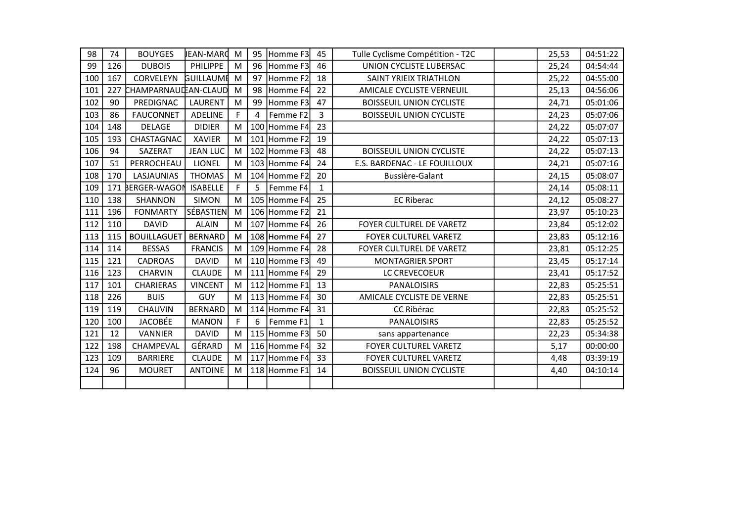| | | | | | | | | | | | |
|---|---|---|---|---|---|---|---|---|---|---|---|
| 98 | 74 | BOUYGES | JEAN-MARC | M | 95 | Homme F3 | 45 | Tulle Cyclisme Compétition - T2C | | 25,53 | 04:51:22 |
| 99 | 126 | DUBOIS | PHILIPPE | M | 96 | Homme F3 | 46 | UNION CYCLISTE LUBERSAC | | 25,24 | 04:54:44 |
| 100 | 167 | CORVELEYN | GUILLAUME | M | 97 | Homme F2 | 18 | SAINT YRIEIX TRIATHLON | | 25,22 | 04:55:00 |
| 101 | 227 | CHAMPARNAUD | JEAN-CLAUD | M | 98 | Homme F4 | 22 | AMICALE CYCLISTE VERNEUIL | | 25,13 | 04:56:06 |
| 102 | 90 | PREDIGNAC | LAURENT | M | 99 | Homme F3 | 47 | BOISSEUIL UNION CYCLISTE | | 24,71 | 05:01:06 |
| 103 | 86 | FAUCONNET | ADELINE | F | 4 | Femme F2 | 3 | BOISSEUIL UNION CYCLISTE | | 24,23 | 05:07:06 |
| 104 | 148 | DELAGE | DIDIER | M | 100 | Homme F4 | 23 | | | 24,22 | 05:07:07 |
| 105 | 193 | CHASTAGNAC | XAVIER | M | 101 | Homme F2 | 19 | | | 24,22 | 05:07:13 |
| 106 | 94 | SAZERAT | JEAN LUC | M | 102 | Homme F3 | 48 | BOISSEUIL UNION CYCLISTE | | 24,22 | 05:07:13 |
| 107 | 51 | PERROCHEAU | LIONEL | M | 103 | Homme F4 | 24 | E.S. BARDENAC - LE FOUILLOUX | | 24,21 | 05:07:16 |
| 108 | 170 | LASJAUNIAS | THOMAS | M | 104 | Homme F2 | 20 | Bussière-Galant | | 24,15 | 05:08:07 |
| 109 | 171 | BERGER-WAGON | ISABELLE | F | 5 | Femme F4 | 1 | | | 24,14 | 05:08:11 |
| 110 | 138 | SHANNON | SIMON | M | 105 | Homme F4 | 25 | EC Riberac | | 24,12 | 05:08:27 |
| 111 | 196 | FONMARTY | SÉBASTIEN | M | 106 | Homme F2 | 21 | | | 23,97 | 05:10:23 |
| 112 | 110 | DAVID | ALAIN | M | 107 | Homme F4 | 26 | FOYER CULTUREL DE VARETZ | | 23,84 | 05:12:02 |
| 113 | 115 | BOUILLAGUET | BERNARD | M | 108 | Homme F4 | 27 | FOYER CULTUREL VARETZ | | 23,83 | 05:12:16 |
| 114 | 114 | BESSAS | FRANCIS | M | 109 | Homme F4 | 28 | FOYER CULTUREL DE VARETZ | | 23,81 | 05:12:25 |
| 115 | 121 | CADROAS | DAVID | M | 110 | Homme F3 | 49 | MONTAGRIER SPORT | | 23,45 | 05:17:14 |
| 116 | 123 | CHARVIN | CLAUDE | M | 111 | Homme F4 | 29 | LC CREVECOEUR | | 23,41 | 05:17:52 |
| 117 | 101 | CHARIERAS | VINCENT | M | 112 | Homme F1 | 13 | PANALOISIRS | | 22,83 | 05:25:51 |
| 118 | 226 | BUIS | GUY | M | 113 | Homme F4 | 30 | AMICALE CYCLISTE DE VERNE | | 22,83 | 05:25:51 |
| 119 | 119 | CHAUVIN | BERNARD | M | 114 | Homme F4 | 31 | CC Ribérac | | 22,83 | 05:25:52 |
| 120 | 100 | JACOBÉE | MANON | F | 6 | Femme F1 | 1 | PANALOISIRS | | 22,83 | 05:25:52 |
| 121 | 12 | VANNIER | DAVID | M | 115 | Homme F3 | 50 | sans appartenance | | 22,23 | 05:34:38 |
| 122 | 198 | CHAMPEVAL | GÉRARD | M | 116 | Homme F4 | 32 | FOYER CULTUREL VARETZ | | 5,17 | 00:00:00 |
| 123 | 109 | BARRIERE | CLAUDE | M | 117 | Homme F4 | 33 | FOYER CULTUREL VARETZ | | 4,48 | 03:39:19 |
| 124 | 96 | MOURET | ANTOINE | M | 118 | Homme F1 | 14 | BOISSEUIL UNION CYCLISTE | | 4,40 | 04:10:14 |
| | | | | | | | | | | | |